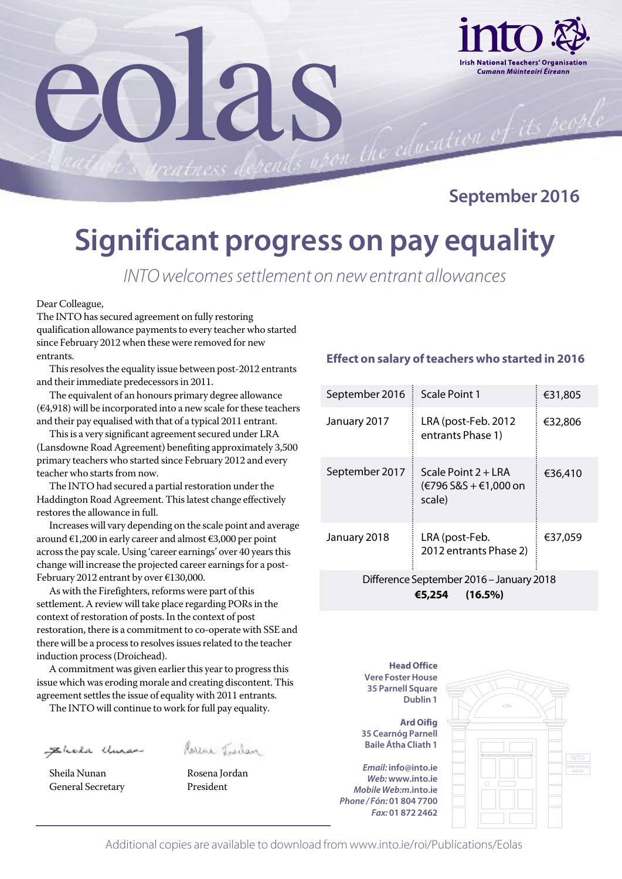# eolas

**into** Irish National Teachers' Organisation *Cumann Múinteoirí Éireann*

*A nation's greatness depends upon the education of its people*

## September 2016

# Significant progress on pay equality

*INTO welcomes settlement on new entrant allowances*

Dear Colleague,

The INTO has secured agreement on fully restoring qualification allowance payments to every teacher who started since February 2012 when these were removed for new entrants.

This resolves the equality issue between post-2012 entrants and their immediate predecessors in 2011.

The equivalent of an honours primary degree allowance (€4,918) will be incorporated into a new scale for these teachers and their pay equalised with that of a typical 2011 entrant.

This is a very significant agreement secured under LRA (Lansdowne Road Agreement) benefiting approximately 3,500 primary teachers who started since February 2012 and every teacher who starts from now.

The INTO had secured a partial restoration under the Haddington Road Agreement. This latest change effectively restores the allowance in full.

Increases will vary depending on the scale point and average around €1,200 in early career and almost €3,000 per point across the pay scale. Using 'career earnings' over 40 years this change will increase the projected career earnings for a post-February 2012 entrant by over €130,000.

As with the Firefighters, reforms were part of this settlement. A review will take place regarding PORs in the context of restoration of posts. In the context of post restoration, there is a commitment to co-operate with SSE and there will be a process to resolve issues related to the teacher induction process (Droichead).

A commitment was given earlier this year to progress this issue which was eroding morale and creating discontent. This agreement settles the issue of equality with 2011 entrants.

The INTO will continue to work for full pay equality.

Sheila Nunan
General Secretary

Rosena Jordan
President

### Effect on salary of teachers who started in 2016

| | | |
|---|---|---|
| September 2016 | Scale Point 1 | €31,805 |
| January 2017 | LRA (post-Feb. 2012 entrants Phase 1) | €32,806 |
| September 2017 | Scale Point 2 + LRA (€796 S&S + €1,000 on scale) | €36,410 |
| January 2018 | LRA (post-Feb. 2012 entrants Phase 2) | €37,059 |
| Difference September 2016 – January 2018 | **€5,254** | **(16.5%)** |

**Head Office**
**Vere Foster House**
**35 Parnell Square**
**Dublin 1**

**Ard Oifig**
**35 Cearnóg Parnell**
**Baile Átha Cliath 1**

*Email:* **info@into.ie**
*Web:* **www.into.ie**
*Mobile Web:* **m.into.ie**
*Phone / Fón:* **01 804 7700**
*Fax:* **01 872 2462**

Additional copies are available to download from www.into.ie/roi/Publications/Eolas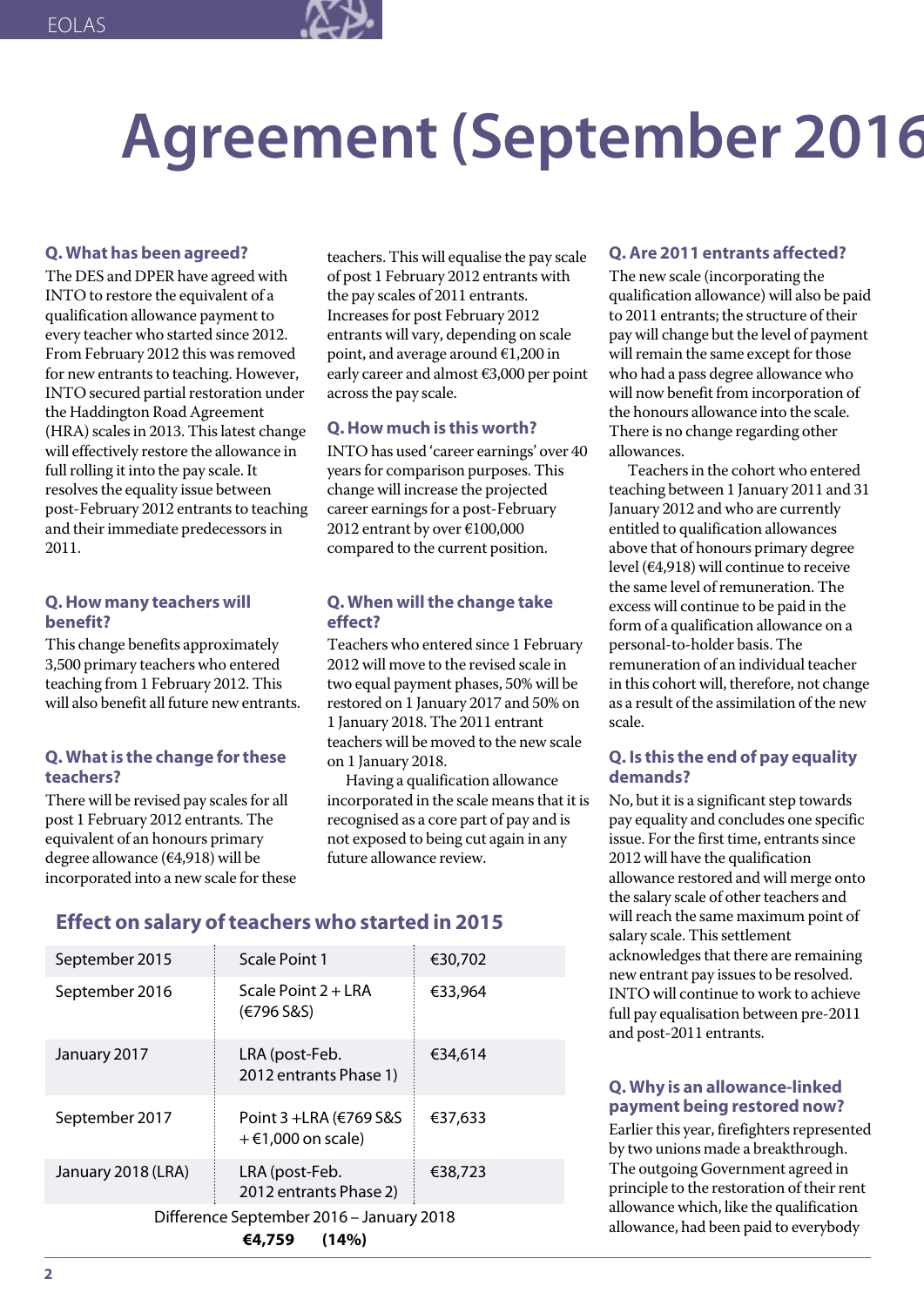# Agreement (September 2016

### Q. What has been agreed?

The DES and DPER have agreed with INTO to restore the equivalent of a qualification allowance payment to every teacher who started since 2012. From February 2012 this was removed for new entrants to teaching. However, INTO secured partial restoration under the Haddington Road Agreement (HRA) scales in 2013. This latest change will effectively restore the allowance in full rolling it into the pay scale. It resolves the equality issue between post-February 2012 entrants to teaching and their immediate predecessors in 2011.

### Q. How many teachers will benefit?

This change benefits approximately 3,500 primary teachers who entered teaching from 1 February 2012. This will also benefit all future new entrants.

### Q. What is the change for these teachers?

There will be revised pay scales for all post 1 February 2012 entrants. The equivalent of an honours primary degree allowance (€4,918) will be incorporated into a new scale for these teachers. This will equalise the pay scale of post 1 February 2012 entrants with the pay scales of 2011 entrants. Increases for post February 2012 entrants will vary, depending on scale point, and average around €1,200 in early career and almost €3,000 per point across the pay scale.

### Q. How much is this worth?

INTO has used 'career earnings' over 40 years for comparison purposes. This change will increase the projected career earnings for a post-February 2012 entrant by over €100,000 compared to the current position.

### Q. When will the change take effect?

Teachers who entered since 1 February 2012 will move to the revised scale in two equal payment phases, 50% will be restored on 1 January 2017 and 50% on 1 January 2018. The 2011 entrant teachers will be moved to the new scale on 1 January 2018.

Having a qualification allowance incorporated in the scale means that it is recognised as a core part of pay and is not exposed to being cut again in any future allowance review.

### Effect on salary of teachers who started in 2015

| | | |
|---|---|---|
| September 2015 | Scale Point 1 | €30,702 |
| September 2016 | Scale Point 2 + LRA (€796 S&S) | €33,964 |
| January 2017 | LRA (post-Feb. 2012 entrants Phase 1) | €34,614 |
| September 2017 | Point 3 +LRA (€769 S&S + €1,000 on scale) | €37,633 |
| January 2018 (LRA) | LRA (post-Feb. 2012 entrants Phase 2) | €38,723 |

Difference September 2016 – January 2018
**€4,759 (14%)**

### Q. Are 2011 entrants affected?

The new scale (incorporating the qualification allowance) will also be paid to 2011 entrants; the structure of their pay will change but the level of payment will remain the same except for those who had a pass degree allowance who will now benefit from incorporation of the honours allowance into the scale. There is no change regarding other allowances.

Teachers in the cohort who entered teaching between 1 January 2011 and 31 January 2012 and who are currently entitled to qualification allowances above that of honours primary degree level (€4,918) will continue to receive the same level of remuneration. The excess will continue to be paid in the form of a qualification allowance on a personal-to-holder basis. The remuneration of an individual teacher in this cohort will, therefore, not change as a result of the assimilation of the new scale.

### Q. Is this the end of pay equality demands?

No, but it is a significant step towards pay equality and concludes one specific issue. For the first time, entrants since 2012 will have the qualification allowance restored and will merge onto the salary scale of other teachers and will reach the same maximum point of salary scale. This settlement acknowledges that there are remaining new entrant pay issues to be resolved. INTO will continue to work to achieve full pay equalisation between pre-2011 and post-2011 entrants.

### Q. Why is an allowance-linked payment being restored now?

Earlier this year, firefighters represented by two unions made a breakthrough. The outgoing Government agreed in principle to the restoration of their rent allowance which, like the qualification allowance, had been paid to everybody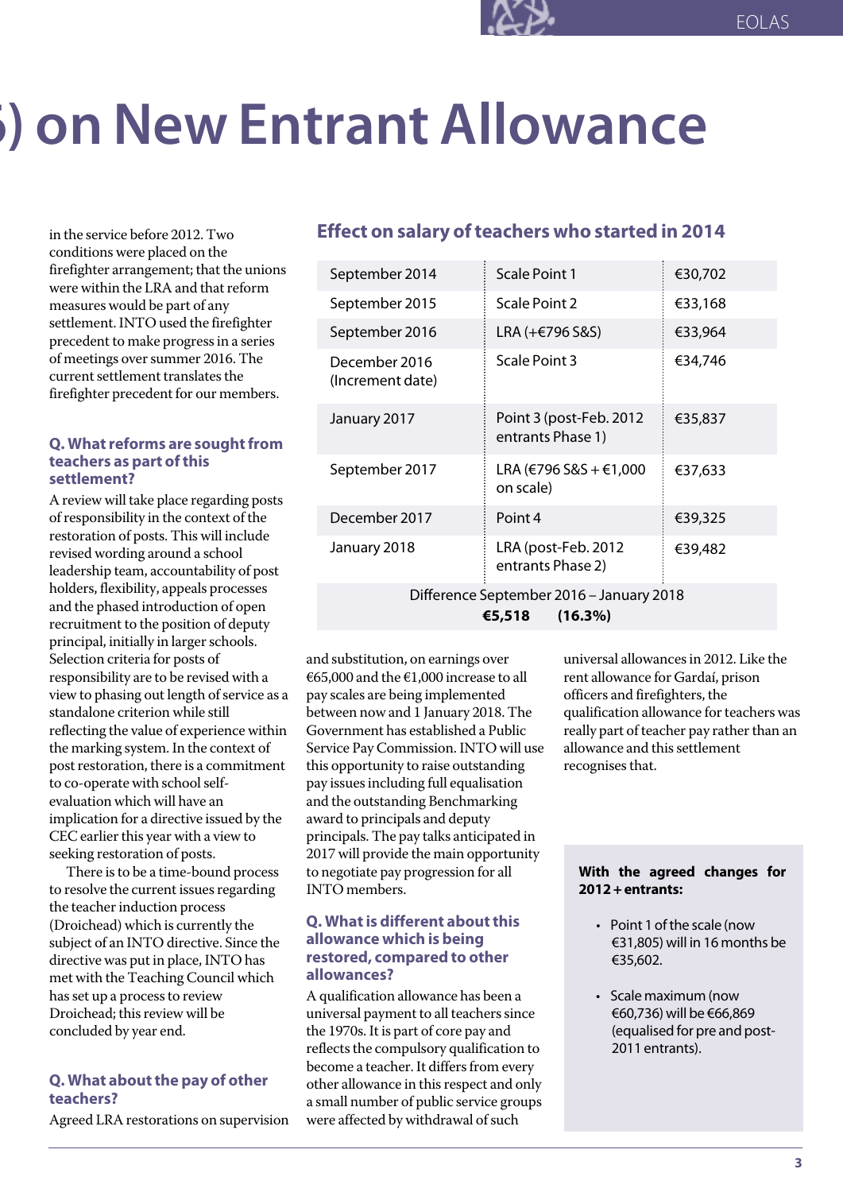# ) on New Entrant Allowance

in the service before 2012. Two conditions were placed on the firefighter arrangement; that the unions were within the LRA and that reform measures would be part of any settlement. INTO used the firefighter precedent to make progress in a series of meetings over summer 2016. The current settlement translates the firefighter precedent for our members.

### Q. What reforms are sought from teachers as part of this settlement?

A review will take place regarding posts of responsibility in the context of the restoration of posts. This will include revised wording around a school leadership team, accountability of post holders, flexibility, appeals processes and the phased introduction of open recruitment to the position of deputy principal, initially in larger schools. Selection criteria for posts of responsibility are to be revised with a view to phasing out length of service as a standalone criterion while still reflecting the value of experience within the marking system. In the context of post restoration, there is a commitment to co-operate with school self-evaluation which will have an implication for a directive issued by the CEC earlier this year with a view to seeking restoration of posts.

There is to be a time-bound process to resolve the current issues regarding the teacher induction process (Droichead) which is currently the subject of an INTO directive. Since the directive was put in place, INTO has met with the Teaching Council which has set up a process to review Droichead; this review will be concluded by year end.

### Q. What about the pay of other teachers?

Agreed LRA restorations on supervision and substitution, on earnings over €65,000 and the €1,000 increase to all pay scales are being implemented between now and 1 January 2018. The Government has established a Public Service Pay Commission. INTO will use this opportunity to raise outstanding pay issues including full equalisation and the outstanding Benchmarking award to principals and deputy principals. The pay talks anticipated in 2017 will provide the main opportunity to negotiate pay progression for all INTO members.

### Q. What is different about this allowance which is being restored, compared to other allowances?

A qualification allowance has been a universal payment to all teachers since the 1970s. It is part of core pay and reflects the compulsory qualification to become a teacher. It differs from every other allowance in this respect and only a small number of public service groups were affected by withdrawal of such universal allowances in 2012. Like the rent allowance for Gardaí, prison officers and firefighters, the qualification allowance for teachers was really part of teacher pay rather than an allowance and this settlement recognises that.

## Effect on salary of teachers who started in 2014

| | | |
|---|---|---|
| September 2014 | Scale Point 1 | €30,702 |
| September 2015 | Scale Point 2 | €33,168 |
| September 2016 | LRA (+€796 S&S) | €33,964 |
| December 2016 (Increment date) | Scale Point 3 | €34,746 |
| January 2017 | Point 3 (post-Feb. 2012 entrants Phase 1) | €35,837 |
| September 2017 | LRA (€796 S&S + €1,000 on scale) | €37,633 |
| December 2017 | Point 4 | €39,325 |
| January 2018 | LRA (post-Feb. 2012 entrants Phase 2) | €39,482 |

Difference September 2016 – January 2018
**€5,518 (16.3%)**

**With the agreed changes for 2012+ entrants:**

- Point 1 of the scale (now €31,805) will in 16 months be €35,602.
- Scale maximum (now €60,736) will be €66,869 (equalised for pre and post-2011 entrants).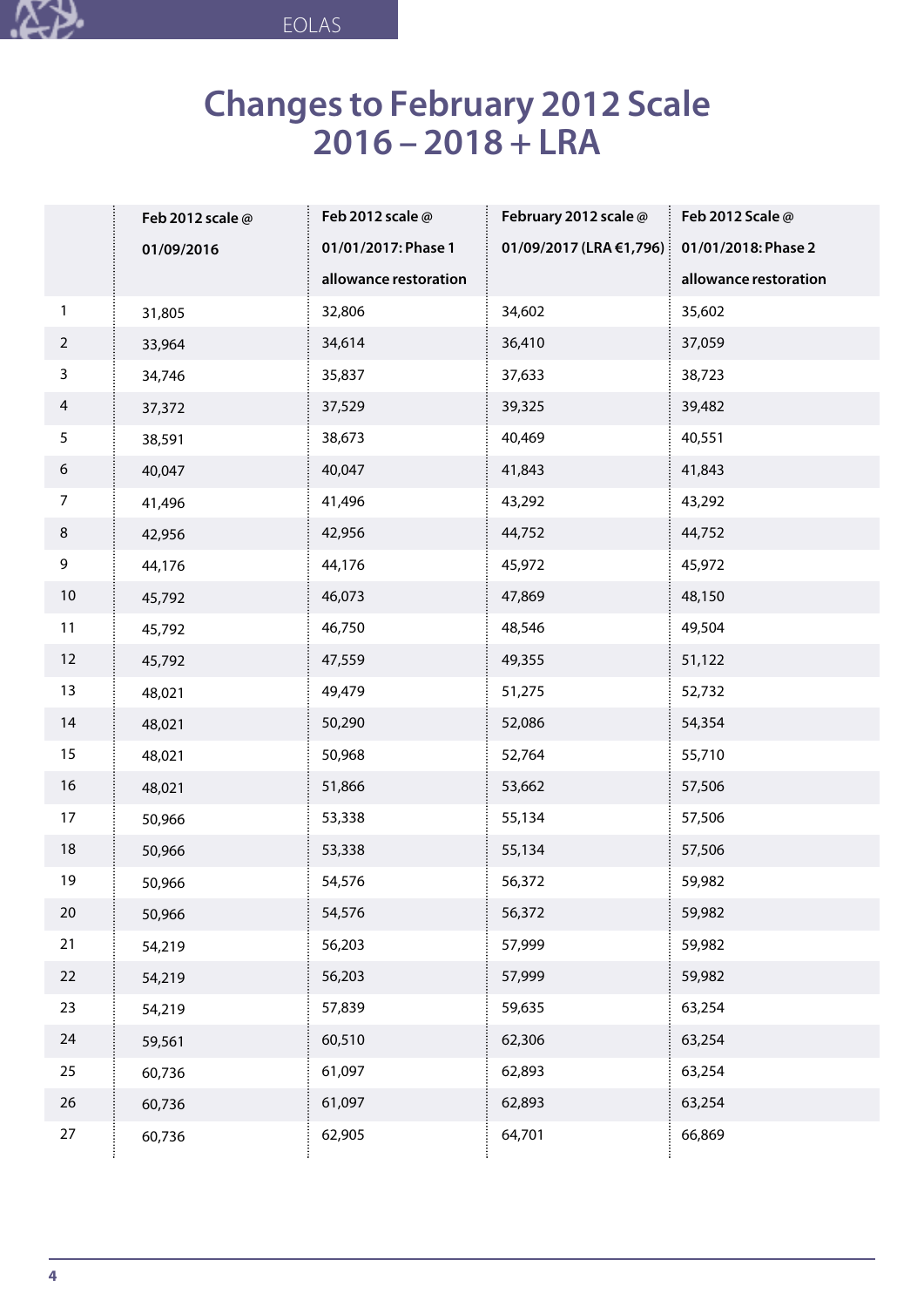# Changes to February 2012 Scale 2016 – 2018 + LRA

| | Feb 2012 scale @ 01/09/2016 | Feb 2012 scale @ 01/01/2017: Phase 1 allowance restoration | February 2012 scale @ 01/09/2017 (LRA €1,796) | Feb 2012 Scale @ 01/01/2018: Phase 2 allowance restoration |
|---|---|---|---|---|
| 1 | 31,805 | 32,806 | 34,602 | 35,602 |
| 2 | 33,964 | 34,614 | 36,410 | 37,059 |
| 3 | 34,746 | 35,837 | 37,633 | 38,723 |
| 4 | 37,372 | 37,529 | 39,325 | 39,482 |
| 5 | 38,591 | 38,673 | 40,469 | 40,551 |
| 6 | 40,047 | 40,047 | 41,843 | 41,843 |
| 7 | 41,496 | 41,496 | 43,292 | 43,292 |
| 8 | 42,956 | 42,956 | 44,752 | 44,752 |
| 9 | 44,176 | 44,176 | 45,972 | 45,972 |
| 10 | 45,792 | 46,073 | 47,869 | 48,150 |
| 11 | 45,792 | 46,750 | 48,546 | 49,504 |
| 12 | 45,792 | 47,559 | 49,355 | 51,122 |
| 13 | 48,021 | 49,479 | 51,275 | 52,732 |
| 14 | 48,021 | 50,290 | 52,086 | 54,354 |
| 15 | 48,021 | 50,968 | 52,764 | 55,710 |
| 16 | 48,021 | 51,866 | 53,662 | 57,506 |
| 17 | 50,966 | 53,338 | 55,134 | 57,506 |
| 18 | 50,966 | 53,338 | 55,134 | 57,506 |
| 19 | 50,966 | 54,576 | 56,372 | 59,982 |
| 20 | 50,966 | 54,576 | 56,372 | 59,982 |
| 21 | 54,219 | 56,203 | 57,999 | 59,982 |
| 22 | 54,219 | 56,203 | 57,999 | 59,982 |
| 23 | 54,219 | 57,839 | 59,635 | 63,254 |
| 24 | 59,561 | 60,510 | 62,306 | 63,254 |
| 25 | 60,736 | 61,097 | 62,893 | 63,254 |
| 26 | 60,736 | 61,097 | 62,893 | 63,254 |
| 27 | 60,736 | 62,905 | 64,701 | 66,869 |